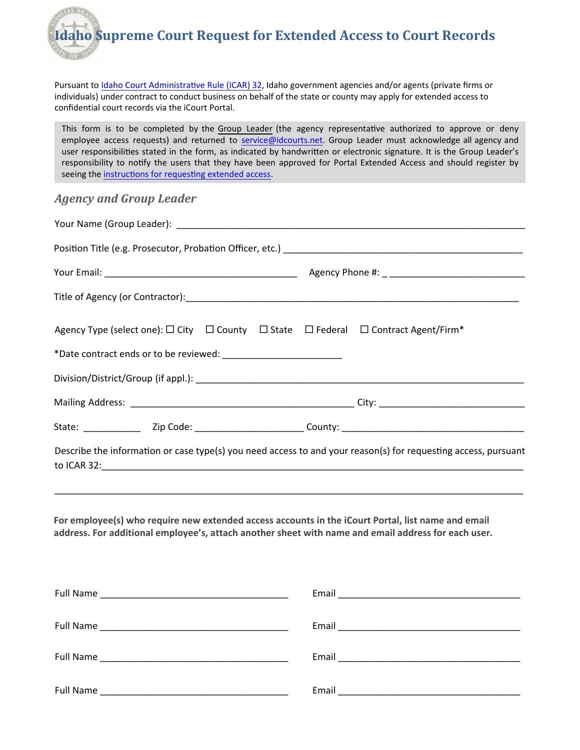# Idaho Supreme Court Request for Extended Access to Court Records

Pursuant to Idaho Court Administrative Rule (ICAR) 32, Idaho government agencies and/or agents (private firms or individuals) under contract to conduct business on behalf of the state or county may apply for extended access to confidential court records via the iCourt Portal.

> This form is to be completed by the Group Leader (the agency representative authorized to approve or deny employee access requests) and returned to service@idcourts.net. Group Leader must acknowledge all agency and user responsibilities stated in the form, as indicated by handwritten or electronic signature. It is the Group Leader's responsibility to notify the users that they have been approved for Portal Extended Access and should register by seeing the instructions for requesting extended access.

## *Agency and Group Leader*

Your Name (Group Leader): ____________________________________________________________________

Position Title (e.g. Prosecutor, Probation Officer, etc.) ____________________________________________

Your Email: ____________________________________ Agency Phone #: _ __________________________

Title of Agency (or Contractor):______________________________________________________________

Agency Type (select one): ☐ City ☐ County ☐ State ☐ Federal ☐ Contract Agent/Firm*

*Date contract ends or to be reviewed: ______________________

Division/District/Group (if appl.): ___________________________________________________________

Mailing Address: __________________________________________ City: ___________________________

State: ___________ Zip Code: ____________________ County: _________________________________

Describe the information or case type(s) you need access to and your reason(s) for requesting access, pursuant to ICAR 32:_________________________________________________________________________

_____________________________________________________________________________________

**For employee(s) who require new extended access accounts in the iCourt Portal, list name and email address. For additional employee's, attach another sheet with name and email address for each user.**

Full Name ___________________________________ Email __________________________________

Full Name ___________________________________ Email __________________________________

Full Name ___________________________________ Email __________________________________

Full Name ___________________________________ Email __________________________________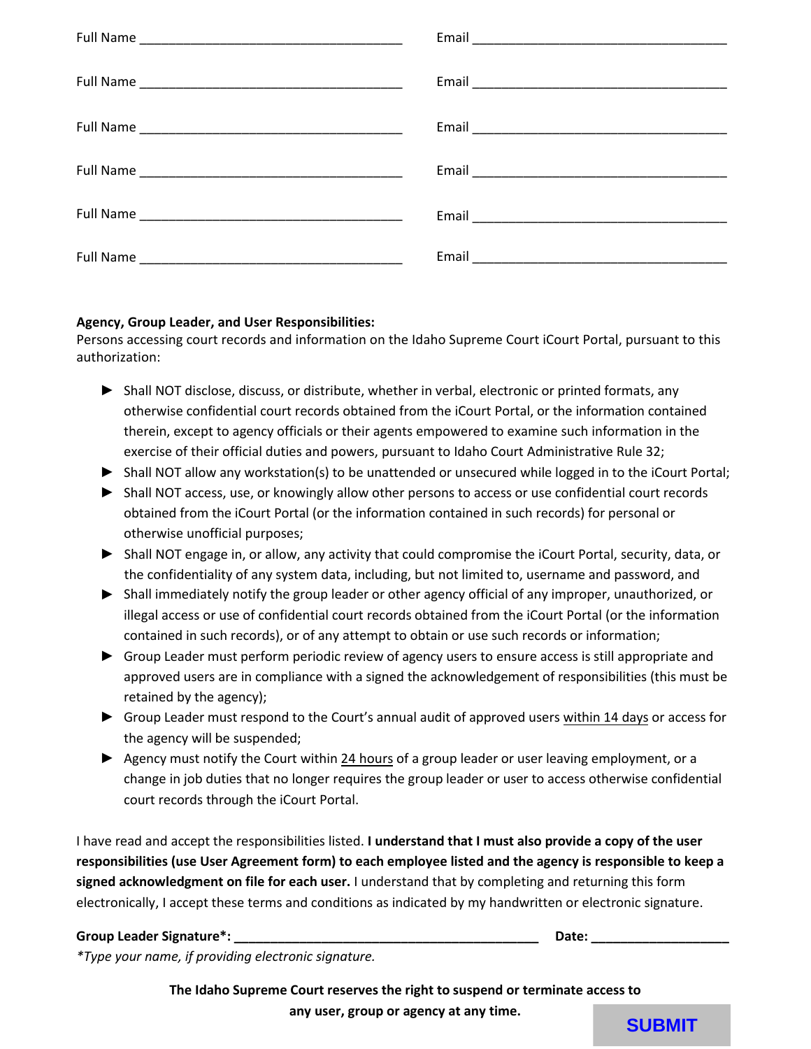Full Name ____________________________________ Email ____________________________________

Full Name ____________________________________ Email ____________________________________

Full Name ____________________________________ Email ____________________________________

Full Name ____________________________________ Email ____________________________________

Full Name ____________________________________ Email ____________________________________

Full Name ____________________________________ Email ____________________________________

**Agency, Group Leader, and User Responsibilities:**
Persons accessing court records and information on the Idaho Supreme Court iCourt Portal, pursuant to this authorization:

- Shall NOT disclose, discuss, or distribute, whether in verbal, electronic or printed formats, any otherwise confidential court records obtained from the iCourt Portal, or the information contained therein, except to agency officials or their agents empowered to examine such information in the exercise of their official duties and powers, pursuant to Idaho Court Administrative Rule 32;
- Shall NOT allow any workstation(s) to be unattended or unsecured while logged in to the iCourt Portal;
- Shall NOT access, use, or knowingly allow other persons to access or use confidential court records obtained from the iCourt Portal (or the information contained in such records) for personal or otherwise unofficial purposes;
- Shall NOT engage in, or allow, any activity that could compromise the iCourt Portal, security, data, or the confidentiality of any system data, including, but not limited to, username and password, and
- Shall immediately notify the group leader or other agency official of any improper, unauthorized, or illegal access or use of confidential court records obtained from the iCourt Portal (or the information contained in such records), or of any attempt to obtain or use such records or information;
- Group Leader must perform periodic review of agency users to ensure access is still appropriate and approved users are in compliance with a signed the acknowledgement of responsibilities (this must be retained by the agency);
- Group Leader must respond to the Court's annual audit of approved users within 14 days or access for the agency will be suspended;
- Agency must notify the Court within 24 hours of a group leader or user leaving employment, or a change in job duties that no longer requires the group leader or user to access otherwise confidential court records through the iCourt Portal.

I have read and accept the responsibilities listed. **I understand that I must also provide a copy of the user responsibilities (use User Agreement form) to each employee listed and the agency is responsible to keep a signed acknowledgment on file for each user.** I understand that by completing and returning this form electronically, I accept these terms and conditions as indicated by my handwritten or electronic signature.

**Group Leader Signature*: ____________________________________________ Date: ___________________**
*\*Type your name, if providing electronic signature.*

**The Idaho Supreme Court reserves the right to suspend or terminate access to any user, group or agency at any time.**

SUBMIT